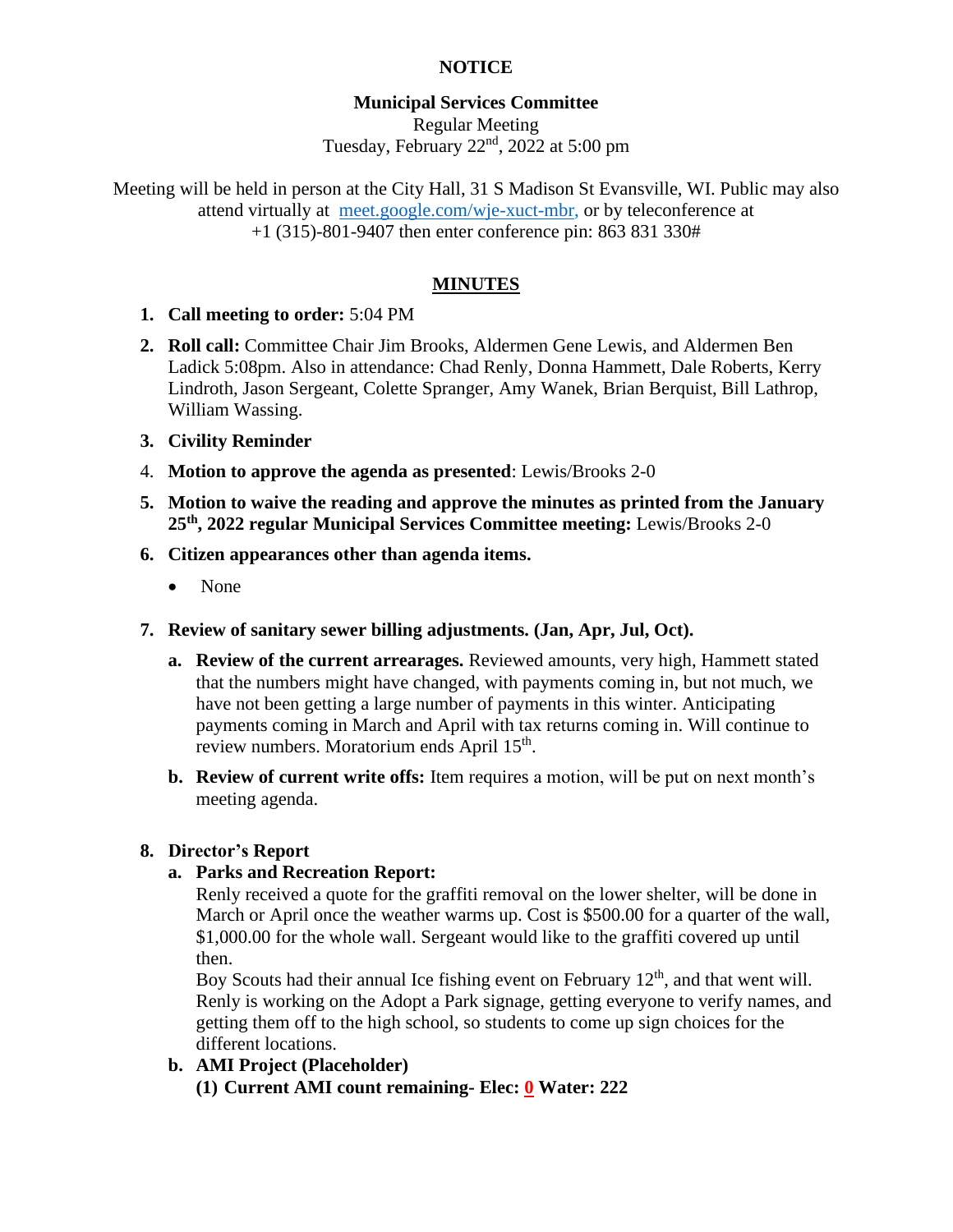**NOTICE**

**Municipal Services Committee**

Regular Meeting

Tuesday, February 22nd, 2022 at 5:00 pm

Meeting will be held in person at the City Hall, 31 S Madison St Evansville, WI. Public may also attend virtually at meet.google.com/wje-xuct-mbr, or by teleconference at +1 (315)-801-9407 then enter conference pin: 863 831 330#

## MINUTES

1. **Call meeting to order:** 5:04 PM
2. **Roll call:** Committee Chair Jim Brooks, Aldermen Gene Lewis, and Aldermen Ben Ladick 5:08pm. Also in attendance: Chad Renly, Donna Hammett, Dale Roberts, Kerry Lindroth, Jason Sergeant, Colette Spranger, Amy Wanek, Brian Berquist, Bill Lathrop, William Wassing.
3. **Civility Reminder**
4. **Motion to approve the agenda as presented**: Lewis/Brooks 2-0
5. **Motion to waive the reading and approve the minutes as printed from the January 25th, 2022 regular Municipal Services Committee meeting:** Lewis/Brooks 2-0
6. **Citizen appearances other than agenda items.**
   - None
7. **Review of sanitary sewer billing adjustments. (Jan, Apr, Jul, Oct).**
   a. **Review of the current arrearages.** Reviewed amounts, very high, Hammett stated that the numbers might have changed, with payments coming in, but not much, we have not been getting a large number of payments in this winter. Anticipating payments coming in March and April with tax returns coming in. Will continue to review numbers. Moratorium ends April 15th.

   b. **Review of current write offs:** Item requires a motion, will be put on next month's meeting agenda.

8. **Director's Report**
   a. **Parks and Recreation Report:**

   Renly received a quote for the graffiti removal on the lower shelter, will be done in March or April once the weather warms up. Cost is $500.00 for a quarter of the wall, $1,000.00 for the whole wall. Sergeant would like to the graffiti covered up until then.

   Boy Scouts had their annual Ice fishing event on February 12th, and that went will. Renly is working on the Adopt a Park signage, getting everyone to verify names, and getting them off to the high school, so students to come up sign choices for the different locations.

   b. **AMI Project (Placeholder)**

   **(1) Current AMI count remaining- Elec: 0 Water: 222**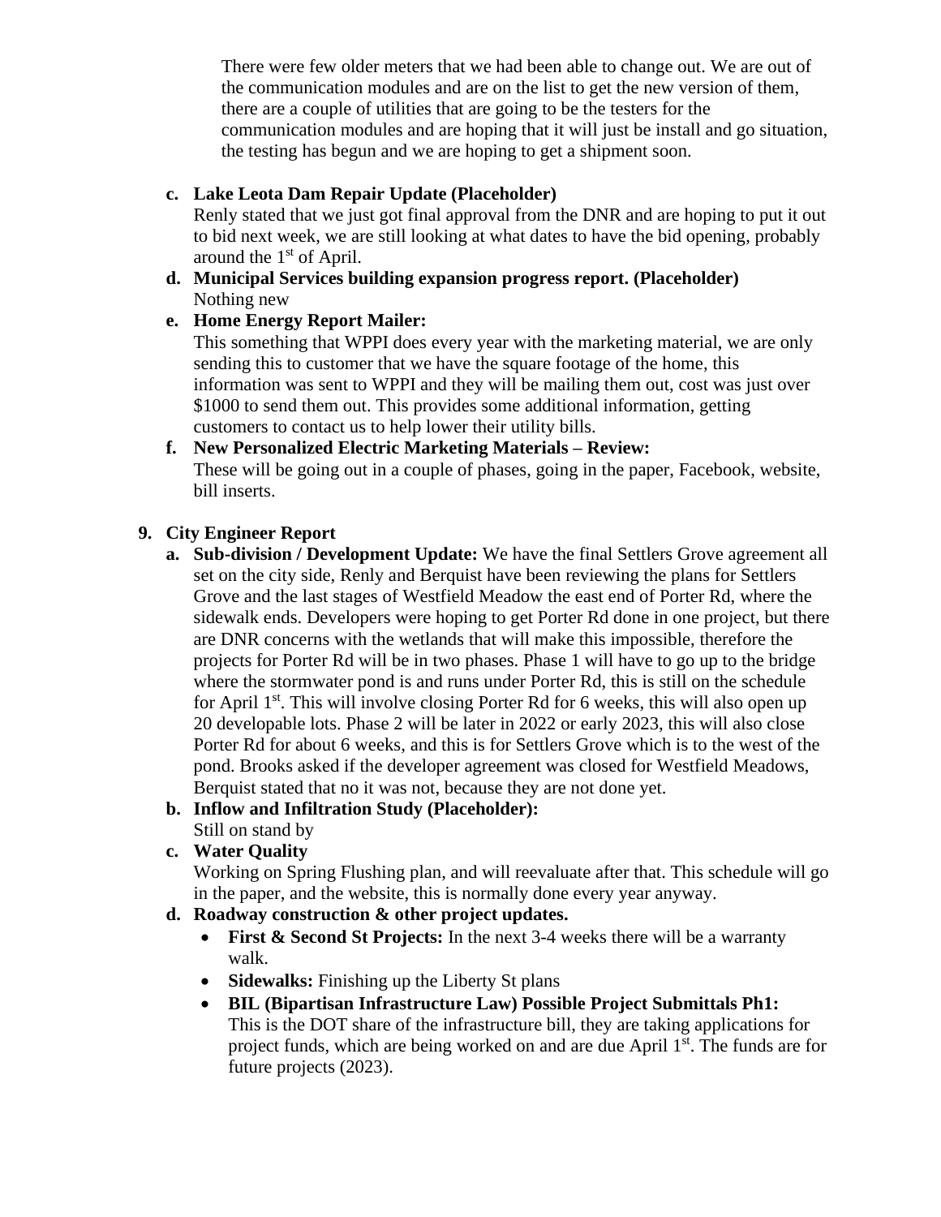There were few older meters that we had been able to change out. We are out of the communication modules and are on the list to get the new version of them, there are a couple of utilities that are going to be the testers for the communication modules and are hoping that it will just be install and go situation, the testing has begun and we are hoping to get a shipment soon.

c. **Lake Leota Dam Repair Update (Placeholder)**
   Renly stated that we just got final approval from the DNR and are hoping to put it out to bid next week, we are still looking at what dates to have the bid opening, probably around the 1st of April.

d. **Municipal Services building expansion progress report. (Placeholder)**
   Nothing new

e. **Home Energy Report Mailer:**
   This something that WPPI does every year with the marketing material, we are only sending this to customer that we have the square footage of the home, this information was sent to WPPI and they will be mailing them out, cost was just over $1000 to send them out. This provides some additional information, getting customers to contact us to help lower their utility bills.

f. **New Personalized Electric Marketing Materials – Review:**
   These will be going out in a couple of phases, going in the paper, Facebook, website, bill inserts.

9. **City Engineer Report**

   a. **Sub-division / Development Update:** We have the final Settlers Grove agreement all set on the city side, Renly and Berquist have been reviewing the plans for Settlers Grove and the last stages of Westfield Meadow the east end of Porter Rd, where the sidewalk ends. Developers were hoping to get Porter Rd done in one project, but there are DNR concerns with the wetlands that will make this impossible, therefore the projects for Porter Rd will be in two phases. Phase 1 will have to go up to the bridge where the stormwater pond is and runs under Porter Rd, this is still on the schedule for April 1st. This will involve closing Porter Rd for 6 weeks, this will also open up 20 developable lots. Phase 2 will be later in 2022 or early 2023, this will also close Porter Rd for about 6 weeks, and this is for Settlers Grove which is to the west of the pond. Brooks asked if the developer agreement was closed for Westfield Meadows, Berquist stated that no it was not, because they are not done yet.

   b. **Inflow and Infiltration Study (Placeholder):**
      Still on stand by

   c. **Water Quality**
      Working on Spring Flushing plan, and will reevaluate after that. This schedule will go in the paper, and the website, this is normally done every year anyway.

   d. **Roadway construction & other project updates.**
      - **First & Second St Projects:** In the next 3-4 weeks there will be a warranty walk.
      - **Sidewalks:** Finishing up the Liberty St plans
      - **BIL (Bipartisan Infrastructure Law) Possible Project Submittals Ph1:** This is the DOT share of the infrastructure bill, they are taking applications for project funds, which are being worked on and are due April 1st. The funds are for future projects (2023).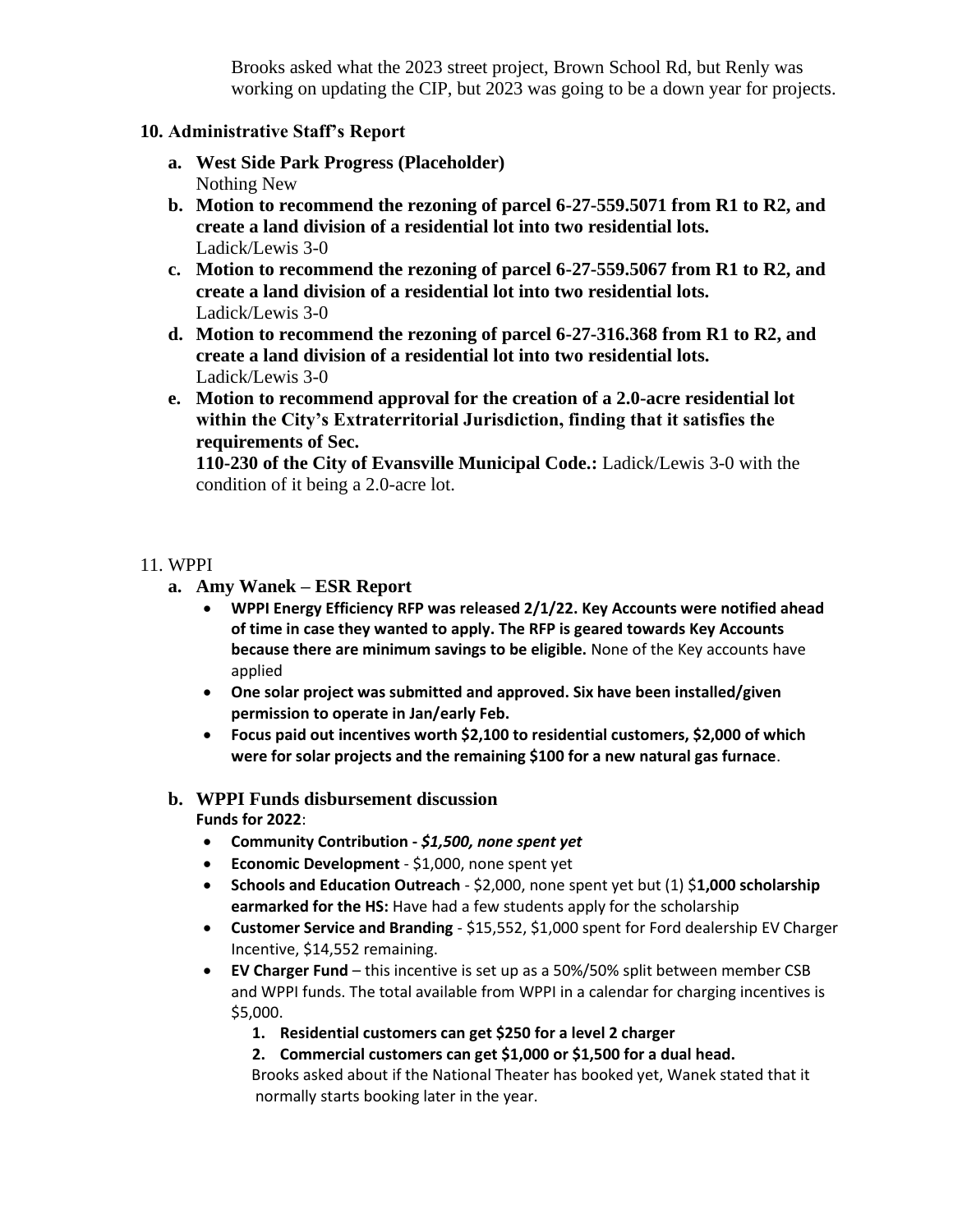Brooks asked what the 2023 street project, Brown School Rd, but Renly was working on updating the CIP, but 2023 was going to be a down year for projects.

**10. Administrative Staff's Report**

- **a. West Side Park Progress (Placeholder)**
  Nothing New
- **b. Motion to recommend the rezoning of parcel 6-27-559.5071 from R1 to R2, and create a land division of a residential lot into two residential lots.**
  Ladick/Lewis 3-0
- **c. Motion to recommend the rezoning of parcel 6-27-559.5067 from R1 to R2, and create a land division of a residential lot into two residential lots.**
  Ladick/Lewis 3-0
- **d. Motion to recommend the rezoning of parcel 6-27-316.368 from R1 to R2, and create a land division of a residential lot into two residential lots.**
  Ladick/Lewis 3-0
- **e. Motion to recommend approval for the creation of a 2.0-acre residential lot within the City's Extraterritorial Jurisdiction, finding that it satisfies the requirements of Sec.**
  **110-230 of the City of Evansville Municipal Code.:** Ladick/Lewis 3-0 with the condition of it being a 2.0-acre lot.

11. WPPI

- **a. Amy Wanek – ESR Report**
  - **WPPI Energy Efficiency RFP was released 2/1/22. Key Accounts were notified ahead of time in case they wanted to apply. The RFP is geared towards Key Accounts because there are minimum savings to be eligible.** None of the Key accounts have applied
  - **One solar project was submitted and approved. Six have been installed/given permission to operate in Jan/early Feb.**
  - **Focus paid out incentives worth $2,100 to residential customers, $2,000 of which were for solar projects and the remaining $100 for a new natural gas furnace**.

- **b. WPPI Funds disbursement discussion**
  **Funds for 2022**:
  - **Community Contribution -** ***$1,500, none spent yet***
  - **Economic Development** - $1,000, none spent yet
  - **Schools and Education Outreach** - $2,000, none spent yet but (1) $**1,000 scholarship earmarked for the HS:** Have had a few students apply for the scholarship
  - **Customer Service and Branding** - $15,552, $1,000 spent for Ford dealership EV Charger Incentive, $14,552 remaining.
  - **EV Charger Fund** – this incentive is set up as a 50%/50% split between member CSB and WPPI funds. The total available from WPPI in a calendar for charging incentives is $5,000.
    1. **Residential customers can get $250 for a level 2 charger**
    2. **Commercial customers can get $1,000 or $1,500 for a dual head.**

    Brooks asked about if the National Theater has booked yet, Wanek stated that it normally starts booking later in the year.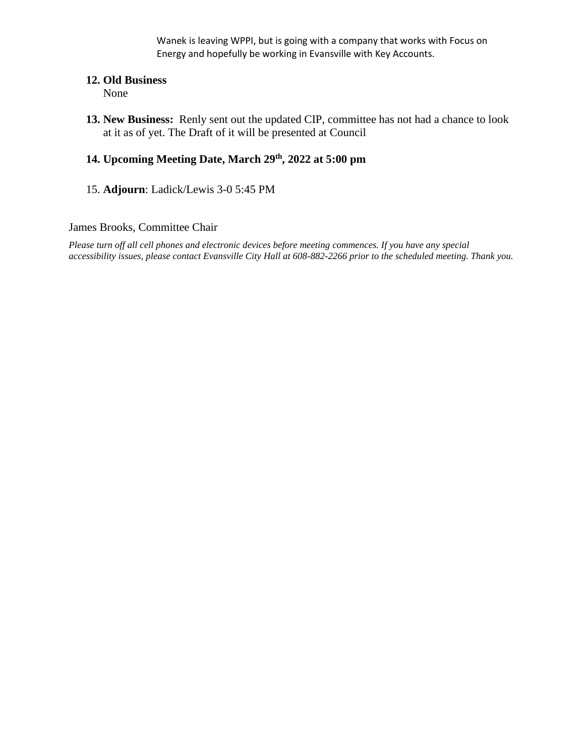Wanek is leaving WPPI, but is going with a company that works with Focus on Energy and hopefully be working in Evansville with Key Accounts.

**12. Old Business**
None

**13. New Business:** Renly sent out the updated CIP, committee has not had a chance to look at it as of yet. The Draft of it will be presented at Council

**14. Upcoming Meeting Date, March 29th, 2022 at 5:00 pm**

15. **Adjourn**: Ladick/Lewis 3-0 5:45 PM

James Brooks, Committee Chair

*Please turn off all cell phones and electronic devices before meeting commences. If you have any special accessibility issues, please contact Evansville City Hall at 608-882-2266 prior to the scheduled meeting. Thank you.*